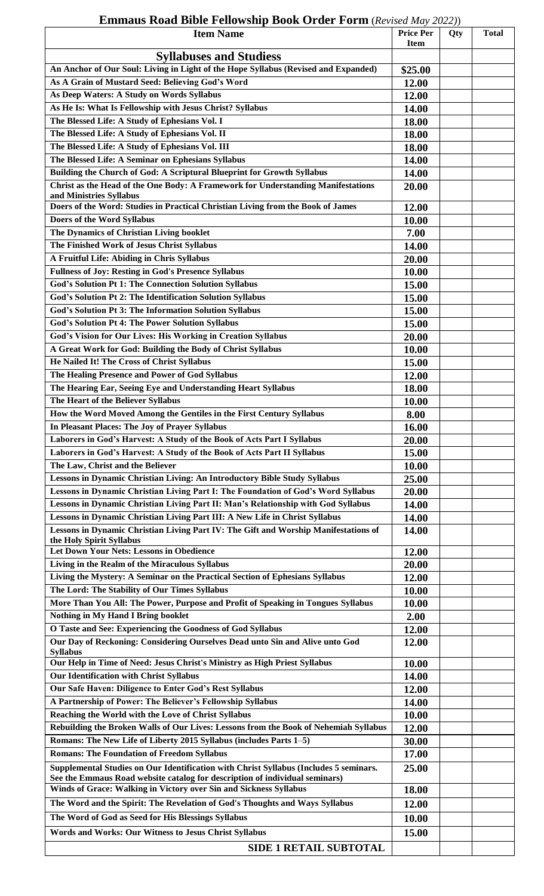# Emmaus Road Bible Fellowship Book Order Form *(Revised May 2022)*)

| Item Name | Price Per Item | Qty | Total |
|---|---|---|---|
| **Syllabuses and Studiess** | | | |
| An Anchor of Our Soul: Living in Light of the Hope Syllabus (Revised and Expanded) | $25.00 | | |
| As A Grain of Mustard Seed: Believing God's Word | 12.00 | | |
| As Deep Waters: A Study on Words Syllabus | 12.00 | | |
| As He Is: What Is Fellowship with Jesus Christ? Syllabus | 14.00 | | |
| The Blessed Life: A Study of Ephesians Vol. I | 18.00 | | |
| The Blessed Life: A Study of Ephesians Vol. II | 18.00 | | |
| The Blessed Life: A Study of Ephesians Vol. III | 18.00 | | |
| The Blessed Life: A Seminar on Ephesians Syllabus | 14.00 | | |
| Building the Church of God: A Scriptural Blueprint for Growth Syllabus | 14.00 | | |
| Christ as the Head of the One Body: A Framework for Understanding Manifestations and Ministries Syllabus | 20.00 | | |
| Doers of the Word: Studies in Practical Christian Living from the Book of James | 12.00 | | |
| Doers of the Word Syllabus | 10.00 | | |
| The Dynamics of Christian Living booklet | 7.00 | | |
| The Finished Work of Jesus Christ Syllabus | 14.00 | | |
| A Fruitful Life: Abiding in Chris Syllabus | 20.00 | | |
| Fullness of Joy: Resting in God's Presence Syllabus | 10.00 | | |
| God's Solution Pt 1: The Connection Solution Syllabus | 15.00 | | |
| God's Solution Pt 2: The Identification Solution Syllabus | 15.00 | | |
| God's Solution Pt 3: The Information Solution Syllabus | 15.00 | | |
| God's Solution Pt 4: The Power Solution Syllabus | 15.00 | | |
| God's Vision for Our Lives: His Working in Creation Syllabus | 20.00 | | |
| A Great Work for God: Building the Body of Christ Syllabus | 10.00 | | |
| He Nailed It! The Cross of Christ Syllabus | 15.00 | | |
| The Healing Presence and Power of God Syllabus | 12.00 | | |
| The Hearing Ear, Seeing Eye and Understanding Heart Syllabus | 18.00 | | |
| The Heart of the Believer Syllabus | 10.00 | | |
| How the Word Moved Among the Gentiles in the First Century Syllabus | 8.00 | | |
| In Pleasant Places: The Joy of Prayer Syllabus | 16.00 | | |
| Laborers in God's Harvest: A Study of the Book of Acts Part I Syllabus | 20.00 | | |
| Laborers in God's Harvest: A Study of the Book of Acts Part II Syllabus | 15.00 | | |
| The Law, Christ and the Believer | 10.00 | | |
| Lessons in Dynamic Christian Living: An Introductory Bible Study Syllabus | 25.00 | | |
| Lessons in Dynamic Christian Living Part I: The Foundation of God's Word Syllabus | 20.00 | | |
| Lessons in Dynamic Christian Living Part II: Man's Relationship with God Syllabus | 14.00 | | |
| Lessons in Dynamic Christian Living Part III: A New Life in Christ Syllabus | 14.00 | | |
| Lessons in Dynamic Christian Living Part IV: The Gift and Worship Manifestations of the Holy Spirit Syllabus | 14.00 | | |
| Let Down Your Nets: Lessons in Obedience | 12.00 | | |
| Living in the Realm of the Miraculous Syllabus | 20.00 | | |
| Living the Mystery: A Seminar on the Practical Section of Ephesians Syllabus | 12.00 | | |
| The Lord: The Stability of Our Times Syllabus | 10.00 | | |
| More Than You All: The Power, Purpose and Profit of Speaking in Tongues Syllabus | 10.00 | | |
| Nothing in My Hand I Bring booklet | 2.00 | | |
| O Taste and See: Experiencing the Goodness of God Syllabus | 12.00 | | |
| Our Day of Reckoning: Considering Ourselves Dead unto Sin and Alive unto God Syllabus | 12.00 | | |
| Our Help in Time of Need: Jesus Christ's Ministry as High Priest Syllabus | 10.00 | | |
| Our Identification with Christ Syllabus | 14.00 | | |
| Our Safe Haven: Diligence to Enter God's Rest Syllabus | 12.00 | | |
| A Partnership of Power: The Believer's Fellowship Syllabus | 14.00 | | |
| Reaching the World with the Love of Christ Syllabus | 10.00 | | |
| Rebuilding the Broken Walls of Our Lives: Lessons from the Book of Nehemiah Syllabus | 12.00 | | |
| Romans: The New Life of Liberty 2015 Syllabus (includes Parts 1–5) | 30.00 | | |
| Romans: The Foundation of Freedom Syllabus | 17.00 | | |
| Supplemental Studies on Our Identification with Christ Syllabus (Includes 5 seminars. See the Emmaus Road website catalog for description of individual seminars) | 25.00 | | |
| Winds of Grace: Walking in Victory over Sin and Sickness Syllabus | 18.00 | | |
| The Word and the Spirit: The Revelation of God's Thoughts and Ways Syllabus | 12.00 | | |
| The Word of God as Seed for His Blessings Syllabus | 10.00 | | |
| Words and Works: Our Witness to Jesus Christ Syllabus | 15.00 | | |
| **SIDE 1 RETAIL SUBTOTAL** | | | |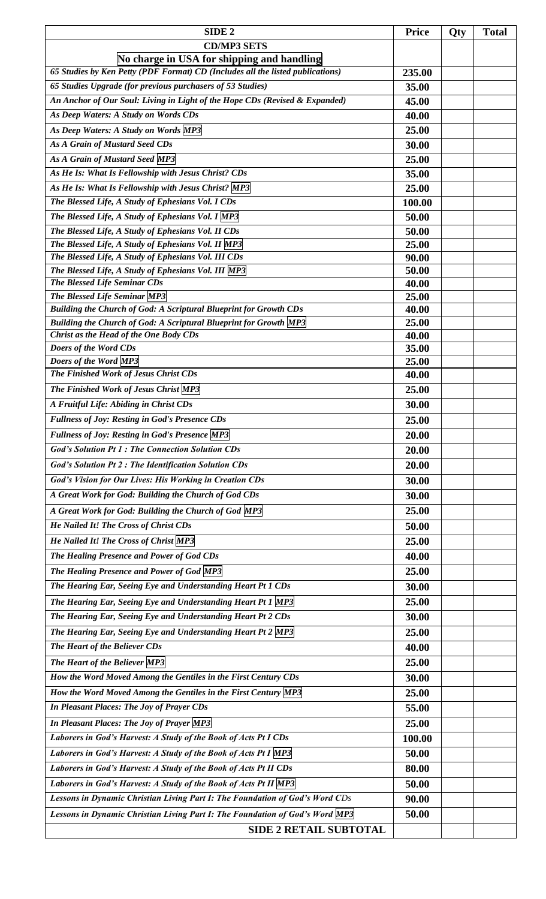| SIDE 2 | Price | Qty | Total |
|---|---|---|---|
| **CD/MP3 SETS** | | | |
| **No charge in USA for shipping and handling** | | | |
| *65 Studies by Ken Petty (PDF Format) CD (Includes all the listed publications)* | 235.00 | | |
| *65 Studies Upgrade (for previous purchasers of 53 Studies)* | 35.00 | | |
| *An Anchor of Our Soul: Living in Light of the Hope CDs (Revised & Expanded)* | 45.00 | | |
| *As Deep Waters: A Study on Words CDs* | 40.00 | | |
| *As Deep Waters: A Study on Words MP3* | 25.00 | | |
| *As A Grain of Mustard Seed CDs* | 30.00 | | |
| *As A Grain of Mustard Seed MP3* | 25.00 | | |
| *As He Is: What Is Fellowship with Jesus Christ? CDs* | 35.00 | | |
| *As He Is: What Is Fellowship with Jesus Christ? MP3* | 25.00 | | |
| *The Blessed Life, A Study of Ephesians Vol. I CDs* | 100.00 | | |
| *The Blessed Life, A Study of Ephesians Vol. I MP3* | 50.00 | | |
| *The Blessed Life, A Study of Ephesians Vol. II CDs* | 50.00 | | |
| *The Blessed Life, A Study of Ephesians Vol. II MP3* | 25.00 | | |
| *The Blessed Life, A Study of Ephesians Vol. III CDs* | 90.00 | | |
| *The Blessed Life, A Study of Ephesians Vol. III MP3* | 50.00 | | |
| *The Blessed Life Seminar CDs* | 40.00 | | |
| *The Blessed Life Seminar MP3* | 25.00 | | |
| *Building the Church of God: A Scriptural Blueprint for Growth CDs* | 40.00 | | |
| *Building the Church of God: A Scriptural Blueprint for Growth MP3* | 25.00 | | |
| *Christ as the Head of the One Body CDs* | 40.00 | | |
| *Doers of the Word CDs* | 35.00 | | |
| *Doers of the Word MP3* | 25.00 | | |
| *The Finished Work of Jesus Christ CDs* | 40.00 | | |
| *The Finished Work of Jesus Christ MP3* | 25.00 | | |
| *A Fruitful Life: Abiding in Christ CDs* | 30.00 | | |
| *Fullness of Joy: Resting in God's Presence CDs* | 25.00 | | |
| *Fullness of Joy: Resting in God's Presence MP3* | 20.00 | | |
| *God's Solution Pt 1 : The Connection Solution CDs* | 20.00 | | |
| *God's Solution Pt 2 : The Identification Solution CDs* | 20.00 | | |
| *God's Vision for Our Lives: His Working in Creation CDs* | 30.00 | | |
| *A Great Work for God: Building the Church of God CDs* | 30.00 | | |
| *A Great Work for God: Building the Church of God MP3* | 25.00 | | |
| *He Nailed It! The Cross of Christ CDs* | 50.00 | | |
| *He Nailed It! The Cross of Christ MP3* | 25.00 | | |
| *The Healing Presence and Power of God CDs* | 40.00 | | |
| *The Healing Presence and Power of God MP3* | 25.00 | | |
| *The Hearing Ear, Seeing Eye and Understanding Heart Pt 1 CDs* | 30.00 | | |
| *The Hearing Ear, Seeing Eye and Understanding Heart Pt 1 MP3* | 25.00 | | |
| *The Hearing Ear, Seeing Eye and Understanding Heart Pt 2 CDs* | 30.00 | | |
| *The Hearing Ear, Seeing Eye and Understanding Heart Pt 2 MP3* | 25.00 | | |
| *The Heart of the Believer CDs* | 40.00 | | |
| *The Heart of the Believer MP3* | 25.00 | | |
| *How the Word Moved Among the Gentiles in the First Century CDs* | 30.00 | | |
| *How the Word Moved Among the Gentiles in the First Century MP3* | 25.00 | | |
| *In Pleasant Places: The Joy of Prayer CDs* | 55.00 | | |
| *In Pleasant Places: The Joy of Prayer MP3* | 25.00 | | |
| *Laborers in God's Harvest: A Study of the Book of Acts Pt I CDs* | 100.00 | | |
| *Laborers in God's Harvest: A Study of the Book of Acts Pt I MP3* | 50.00 | | |
| *Laborers in God's Harvest: A Study of the Book of Acts Pt II CDs* | 80.00 | | |
| *Laborers in God's Harvest: A Study of the Book of Acts Pt II MP3* | 50.00 | | |
| *Lessons in Dynamic Christian Living Part I: The Foundation of God's Word CDs* | 90.00 | | |
| *Lessons in Dynamic Christian Living Part I: The Foundation of God's Word MP3* | 50.00 | | |
| **SIDE 2 RETAIL SUBTOTAL** | | | |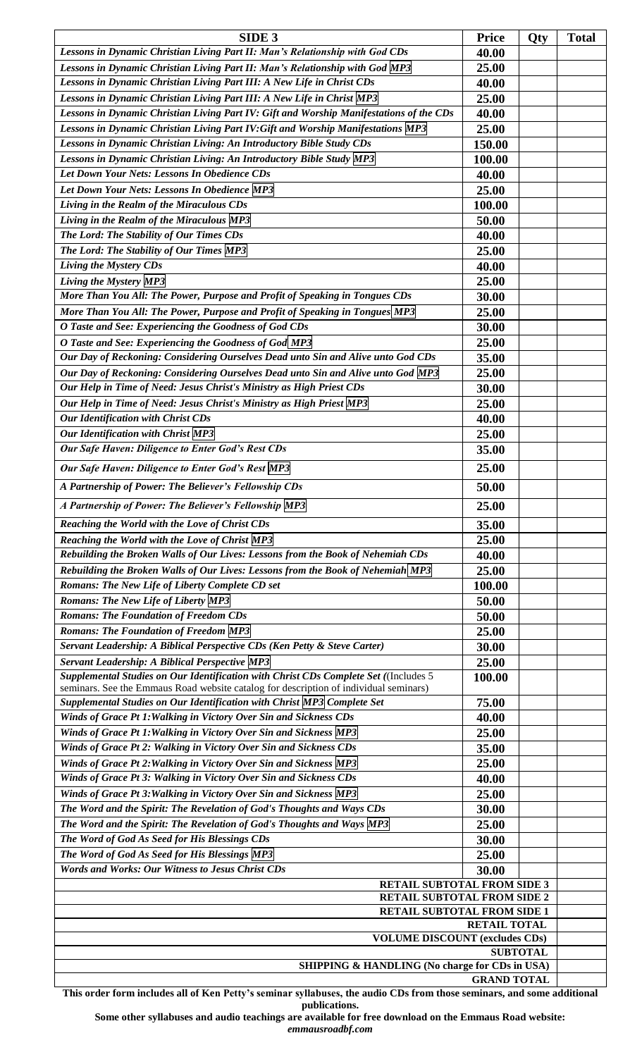| SIDE 3 | Price | Qty | Total |
|---|---|---|---|
| *Lessons in Dynamic Christian Living Part II: Man's Relationship with God CDs* | 40.00 | | |
| *Lessons in Dynamic Christian Living Part II: Man's Relationship with God MP3* | 25.00 | | |
| *Lessons in Dynamic Christian Living Part III: A New Life in Christ CDs* | 40.00 | | |
| *Lessons in Dynamic Christian Living Part III: A New Life in Christ MP3* | 25.00 | | |
| *Lessons in Dynamic Christian Living Part IV: Gift and Worship Manifestations of the CDs* | 40.00 | | |
| *Lessons in Dynamic Christian Living Part IV:Gift and Worship Manifestations MP3* | 25.00 | | |
| *Lessons in Dynamic Christian Living: An Introductory Bible Study CDs* | 150.00 | | |
| *Lessons in Dynamic Christian Living: An Introductory Bible Study MP3* | 100.00 | | |
| *Let Down Your Nets: Lessons In Obedience CDs* | 40.00 | | |
| *Let Down Your Nets: Lessons In Obedience MP3* | 25.00 | | |
| *Living in the Realm of the Miraculous CDs* | 100.00 | | |
| *Living in the Realm of the Miraculous MP3* | 50.00 | | |
| *The Lord: The Stability of Our Times CDs* | 40.00 | | |
| *The Lord: The Stability of Our Times MP3* | 25.00 | | |
| *Living the Mystery CDs* | 40.00 | | |
| *Living the Mystery MP3* | 25.00 | | |
| *More Than You All: The Power, Purpose and Profit of Speaking in Tongues CDs* | 30.00 | | |
| *More Than You All: The Power, Purpose and Profit of Speaking in Tongues MP3* | 25.00 | | |
| *O Taste and See: Experiencing the Goodness of God CDs* | 30.00 | | |
| *O Taste and See: Experiencing the Goodness of God MP3* | 25.00 | | |
| *Our Day of Reckoning: Considering Ourselves Dead unto Sin and Alive unto God CDs* | 35.00 | | |
| *Our Day of Reckoning: Considering Ourselves Dead unto Sin and Alive unto God MP3* | 25.00 | | |
| *Our Help in Time of Need: Jesus Christ's Ministry as High Priest CDs* | 30.00 | | |
| *Our Help in Time of Need: Jesus Christ's Ministry as High Priest MP3* | 25.00 | | |
| *Our Identification with Christ CDs* | 40.00 | | |
| *Our Identification with Christ MP3* | 25.00 | | |
| *Our Safe Haven: Diligence to Enter God's Rest CDs* | 35.00 | | |
| *Our Safe Haven: Diligence to Enter God's Rest MP3* | 25.00 | | |
| *A Partnership of Power: The Believer's Fellowship CDs* | 50.00 | | |
| *A Partnership of Power: The Believer's Fellowship MP3* | 25.00 | | |
| *Reaching the World with the Love of Christ CDs* | 35.00 | | |
| *Reaching the World with the Love of Christ MP3* | 25.00 | | |
| *Rebuilding the Broken Walls of Our Lives: Lessons from the Book of Nehemiah CDs* | 40.00 | | |
| *Rebuilding the Broken Walls of Our Lives: Lessons from the Book of Nehemiah MP3* | 25.00 | | |
| *Romans: The New Life of Liberty Complete CD set* | 100.00 | | |
| *Romans: The New Life of Liberty MP3* | 50.00 | | |
| *Romans: The Foundation of Freedom CDs* | 50.00 | | |
| *Romans: The Foundation of Freedom MP3* | 25.00 | | |
| *Servant Leadership: A Biblical Perspective CDs (Ken Petty & Steve Carter)* | 30.00 | | |
| *Servant Leadership: A Biblical Perspective MP3* | 25.00 | | |
| *Supplemental Studies on Our Identification with Christ CDs Complete Set ((Includes 5 seminars. See the Emmaus Road website catalog for description of individual seminars)* | 100.00 | | |
| *Supplemental Studies on Our Identification with Christ MP3 Complete Set* | 75.00 | | |
| *Winds of Grace Pt 1:Walking in Victory Over Sin and Sickness CDs* | 40.00 | | |
| *Winds of Grace Pt 1:Walking in Victory Over Sin and Sickness MP3* | 25.00 | | |
| *Winds of Grace Pt 2: Walking in Victory Over Sin and Sickness CDs* | 35.00 | | |
| *Winds of Grace Pt 2:Walking in Victory Over Sin and Sickness MP3* | 25.00 | | |
| *Winds of Grace Pt 3: Walking in Victory Over Sin and Sickness CDs* | 40.00 | | |
| *Winds of Grace Pt 3:Walking in Victory Over Sin and Sickness MP3* | 25.00 | | |
| *The Word and the Spirit: The Revelation of God's Thoughts and Ways CDs* | 30.00 | | |
| *The Word and the Spirit: The Revelation of God's Thoughts and Ways MP3* | 25.00 | | |
| *The Word of God As Seed for His Blessings CDs* | 30.00 | | |
| *The Word of God As Seed for His Blessings MP3* | 25.00 | | |
| *Words and Works: Our Witness to Jesus Christ CDs* | 30.00 | | |
| **RETAIL SUBTOTAL FROM SIDE 3** | | | |
| **RETAIL SUBTOTAL FROM SIDE 2** | | | |
| **RETAIL SUBTOTAL FROM SIDE 1** | | | |
| **RETAIL TOTAL** | | | |
| **VOLUME DISCOUNT (excludes CDs)** | | | |
| **SUBTOTAL** | | | |
| **SHIPPING & HANDLING (No charge for CDs in USA)** | | | |
| **GRAND TOTAL** | | | |

**This order form includes all of Ken Petty's seminar syllabuses, the audio CDs from those seminars, and some additional publications.**

**Some other syllabuses and audio teachings are available for free download on the Emmaus Road website:** ***emmausroadbf.com***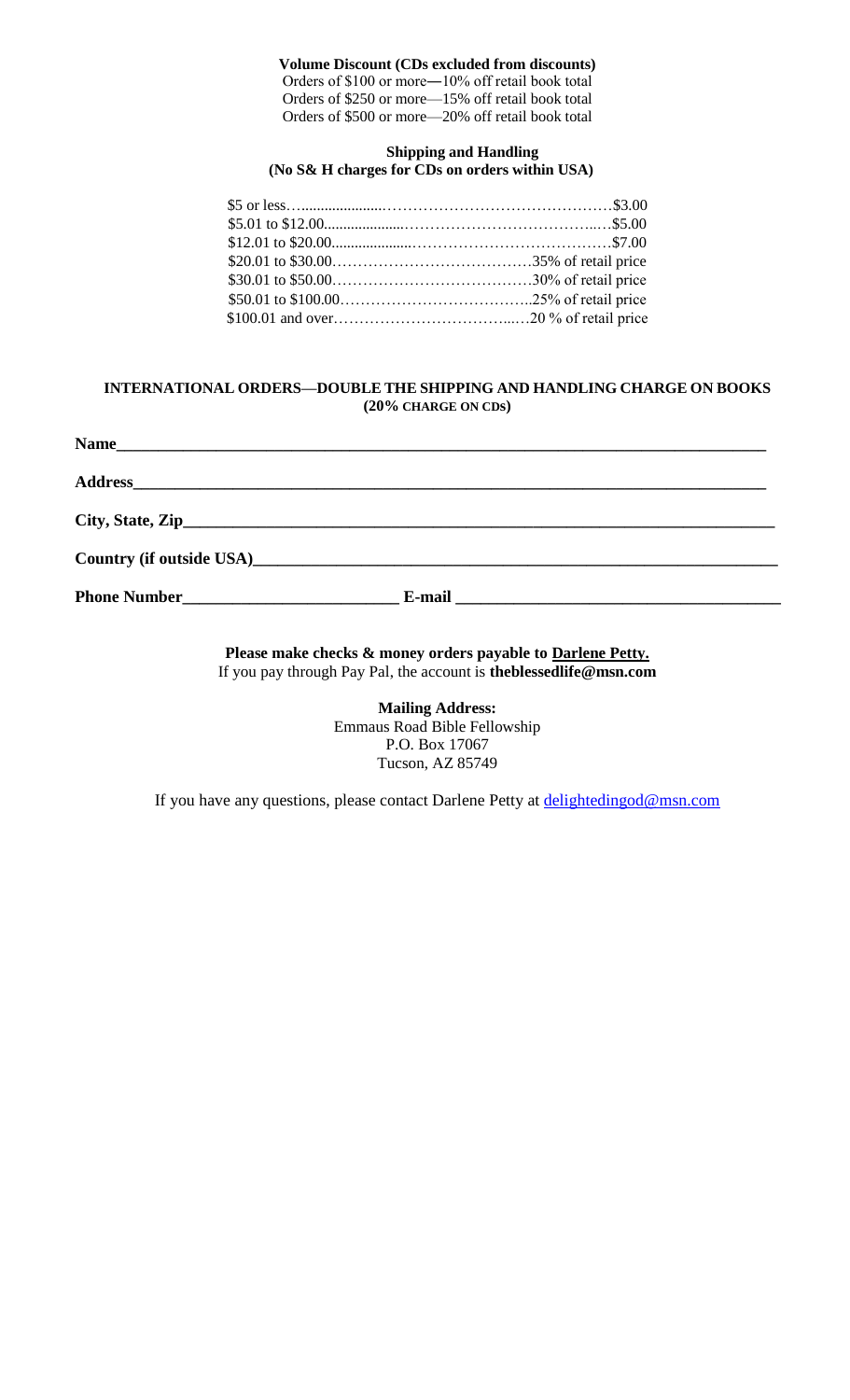**Volume Discount (CDs excluded from discounts)**

Orders of $100 or more—10% off retail book total
Orders of $250 or more—15% off retail book total
Orders of $500 or more—20% off retail book total

**Shipping and Handling**
**(No S& H charges for CDs on orders within USA)**

| | |
|---|---|
| $5 or less | $3.00 |
| $5.01 to $12.00 | $5.00 |
| $12.01 to $20.00 | $7.00 |
| $20.01 to $30.00 | 35% of retail price |
| $30.01 to $50.00 | 30% of retail price |
| $50.01 to $100.00 | 25% of retail price |
| $100.01 and over | 20 % of retail price |

**INTERNATIONAL ORDERS—DOUBLE THE SHIPPING AND HANDLING CHARGE ON BOOKS (20% CHARGE ON CDs)**

**Name**_______________________________________________

**Address**_______________________________________________

**City, State, Zip**_______________________________________________

**Country (if outside USA)**_______________________________________________

**Phone Number**_________________________ **E-mail** _________________________

**Please make checks & money orders payable to Darlene Petty.**
If you pay through Pay Pal, the account is **theblessedlife@msn.com**

**Mailing Address:**
Emmaus Road Bible Fellowship
P.O. Box 17067
Tucson, AZ 85749

If you have any questions, please contact Darlene Petty at delightedingod@msn.com